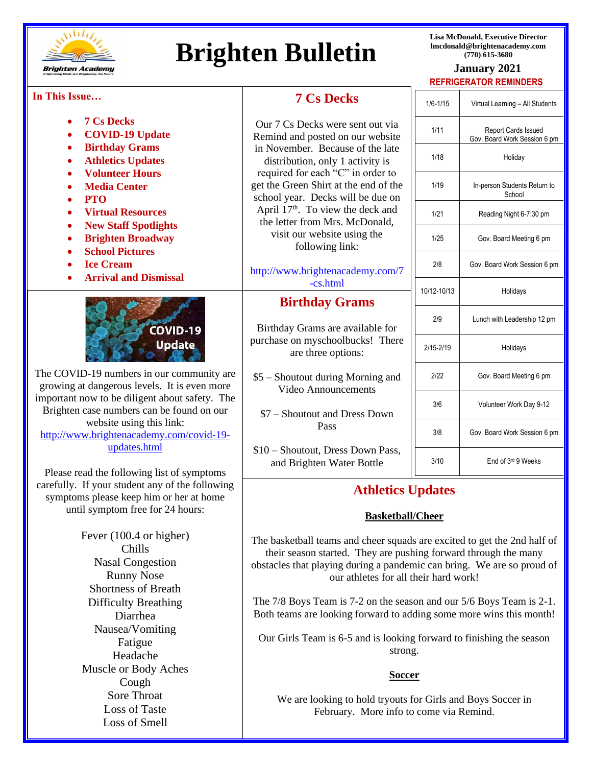# Brighten Bulletin

Brighten Academy

Enlightening Minds and Brightening the Future

**Lisa McDonald, Executive Director**
**lmcdonald@brightenacademy.com**
**(770) 615-3680**

**January 2021**

### REFRIGERATOR REMINDERS

| Date | Event |
|---|---|
| 1/6-1/15 | Virtual Learning – All Students |
| 1/11 | Report Cards Issued<br>Gov. Board Work Session 6 pm |
| 1/18 | Holiday |
| 1/19 | In-person Students Return to School |
| 1/21 | Reading Night 6-7:30 pm |
| 1/25 | Gov. Board Meeting 6 pm |
| 2/8 | Gov. Board Work Session 6 pm |
| 10/12-10/13 | Holidays |
| 2/9 | Lunch with Leadership 12 pm |
| 2/15-2/19 | Holidays |
| 2/22 | Gov. Board Meeting 6 pm |
| 3/6 | Volunteer Work Day 9-12 |
| 3/8 | Gov. Board Work Session 6 pm |
| 3/10 | End of 3rd 9 Weeks |

### In This Issue…

- 7 Cs Decks
- COVID-19 Update
- Birthday Grams
- Athletics Updates
- Volunteer Hours
- Media Center
- PTO
- Virtual Resources
- New Staff Spotlights
- Brighten Broadway
- School Pictures
- Ice Cream
- Arrival and Dismissal

## COVID-19 Update

The COVID-19 numbers in our community are growing at dangerous levels. It is even more important now to be diligent about safety. The Brighten case numbers can be found on our website using this link: http://www.brightenacademy.com/covid-19-updates.html

Please read the following list of symptoms carefully. If your student any of the following symptoms please keep him or her at home until symptom free for 24 hours:

Fever (100.4 or higher)
Chills
Nasal Congestion
Runny Nose
Shortness of Breath
Difficulty Breathing
Diarrhea
Nausea/Vomiting
Fatigue
Headache
Muscle or Body Aches
Cough
Sore Throat
Loss of Taste
Loss of Smell

## 7 Cs Decks

Our 7 Cs Decks were sent out via Remind and posted on our website in November. Because of the late distribution, only 1 activity is required for each "C" in order to get the Green Shirt at the end of the school year. Decks will be due on April 17th. To view the deck and the letter from Mrs. McDonald, visit our website using the following link:

http://www.brightenacademy.com/7-cs.html

## Birthday Grams

Birthday Grams are available for purchase on myschoolbucks! There are three options:

$5 – Shoutout during Morning and Video Announcements

$7 – Shoutout and Dress Down Pass

$10 – Shoutout, Dress Down Pass, and Brighten Water Bottle

## Athletics Updates

### Basketball/Cheer

The basketball teams and cheer squads are excited to get the 2nd half of their season started. They are pushing forward through the many obstacles that playing during a pandemic can bring. We are so proud of our athletes for all their hard work!

The 7/8 Boys Team is 7-2 on the season and our 5/6 Boys Team is 2-1. Both teams are looking forward to adding some more wins this month!

Our Girls Team is 6-5 and is looking forward to finishing the season strong.

### Soccer

We are looking to hold tryouts for Girls and Boys Soccer in February. More info to come via Remind.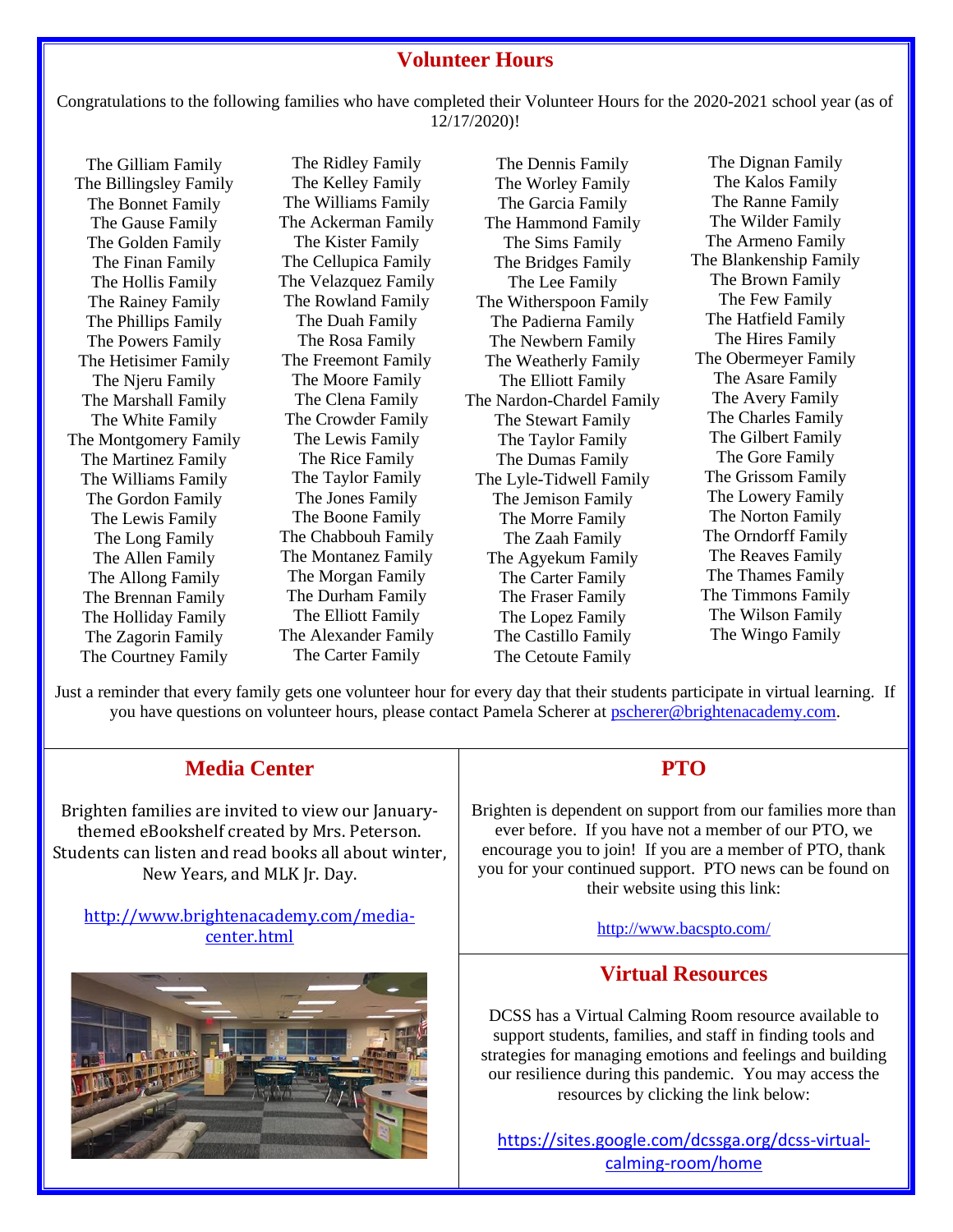## Volunteer Hours

Congratulations to the following families who have completed their Volunteer Hours for the 2020-2021 school year (as of 12/17/2020)!

The Gilliam Family
The Billingsley Family
The Bonnet Family
The Gause Family
The Golden Family
The Finan Family
The Hollis Family
The Rainey Family
The Phillips Family
The Powers Family
The Hetisimer Family
The Njeru Family
The Marshall Family
The White Family
The Montgomery Family
The Martinez Family
The Williams Family
The Gordon Family
The Lewis Family
The Long Family
The Allen Family
The Allong Family
The Brennan Family
The Holliday Family
The Zagorin Family
The Courtney Family

The Ridley Family
The Kelley Family
The Williams Family
The Ackerman Family
The Kister Family
The Cellupica Family
The Velazquez Family
The Rowland Family
The Duah Family
The Rosa Family
The Freemont Family
The Moore Family
The Clena Family
The Crowder Family
The Lewis Family
The Rice Family
The Taylor Family
The Jones Family
The Boone Family
The Chabbouh Family
The Montanez Family
The Morgan Family
The Durham Family
The Elliott Family
The Alexander Family
The Carter Family

The Dennis Family
The Worley Family
The Garcia Family
The Hammond Family
The Sims Family
The Bridges Family
The Lee Family
The Witherspoon Family
The Padierna Family
The Newbern Family
The Weatherly Family
The Elliott Family
The Nardon-Chardel Family
The Stewart Family
The Taylor Family
The Dumas Family
The Lyle-Tidwell Family
The Jemison Family
The Morre Family
The Zaah Family
The Agyekum Family
The Carter Family
The Fraser Family
The Lopez Family
The Castillo Family
The Cetoute Family

The Dignan Family
The Kalos Family
The Ranne Family
The Wilder Family
The Armeno Family
The Blankenship Family
The Brown Family
The Few Family
The Hatfield Family
The Hires Family
The Obermeyer Family
The Asare Family
The Avery Family
The Charles Family
The Gilbert Family
The Gore Family
The Grissom Family
The Lowery Family
The Norton Family
The Orndorff Family
The Reaves Family
The Thames Family
The Timmons Family
The Wilson Family
The Wingo Family

Just a reminder that every family gets one volunteer hour for every day that their students participate in virtual learning. If you have questions on volunteer hours, please contact Pamela Scherer at pscherer@brightenacademy.com.

## Media Center

Brighten families are invited to view our January-themed eBookshelf created by Mrs. Peterson. Students can listen and read books all about winter, New Years, and MLK Jr. Day.

http://www.brightenacademy.com/media-center.html

## PTO

Brighten is dependent on support from our families more than ever before. If you have not a member of our PTO, we encourage you to join! If you are a member of PTO, thank you for your continued support. PTO news can be found on their website using this link:

http://www.bacspto.com/

## Virtual Resources

DCSS has a Virtual Calming Room resource available to support students, families, and staff in finding tools and strategies for managing emotions and feelings and building our resilience during this pandemic. You may access the resources by clicking the link below:

https://sites.google.com/dcssga.org/dcss-virtual-calming-room/home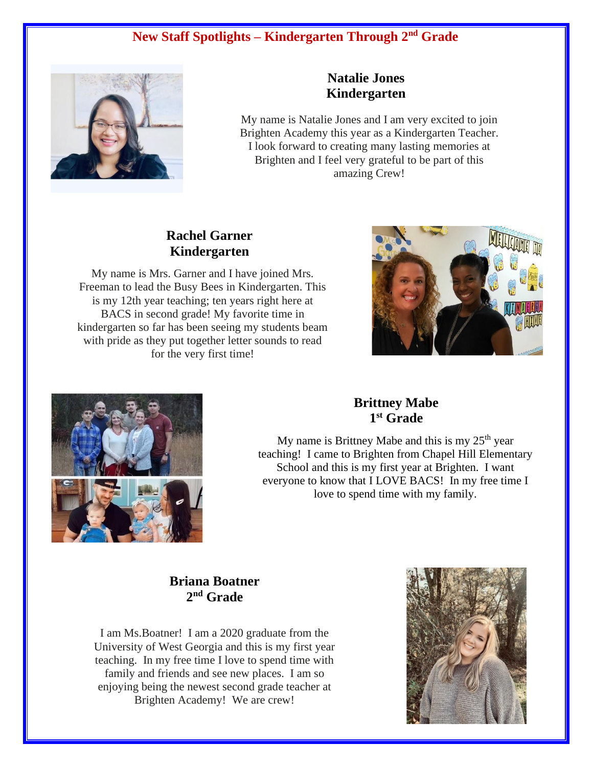# New Staff Spotlights – Kindergarten Through 2nd Grade

## Natalie Jones
## Kindergarten

My name is Natalie Jones and I am very excited to join Brighten Academy this year as a Kindergarten Teacher. I look forward to creating many lasting memories at Brighten and I feel very grateful to be part of this amazing Crew!

## Rachel Garner
## Kindergarten

My name is Mrs. Garner and I have joined Mrs. Freeman to lead the Busy Bees in Kindergarten. This is my 12th year teaching; ten years right here at BACS in second grade! My favorite time in kindergarten so far has been seeing my students beam with pride as they put together letter sounds to read for the very first time!

## Brittney Mabe
## 1st Grade

My name is Brittney Mabe and this is my 25th year teaching! I came to Brighten from Chapel Hill Elementary School and this is my first year at Brighten. I want everyone to know that I LOVE BACS! In my free time I love to spend time with my family.

## Briana Boatner
## 2nd Grade

I am Ms.Boatner! I am a 2020 graduate from the University of West Georgia and this is my first year teaching. In my free time I love to spend time with family and friends and see new places. I am so enjoying being the newest second grade teacher at Brighten Academy! We are crew!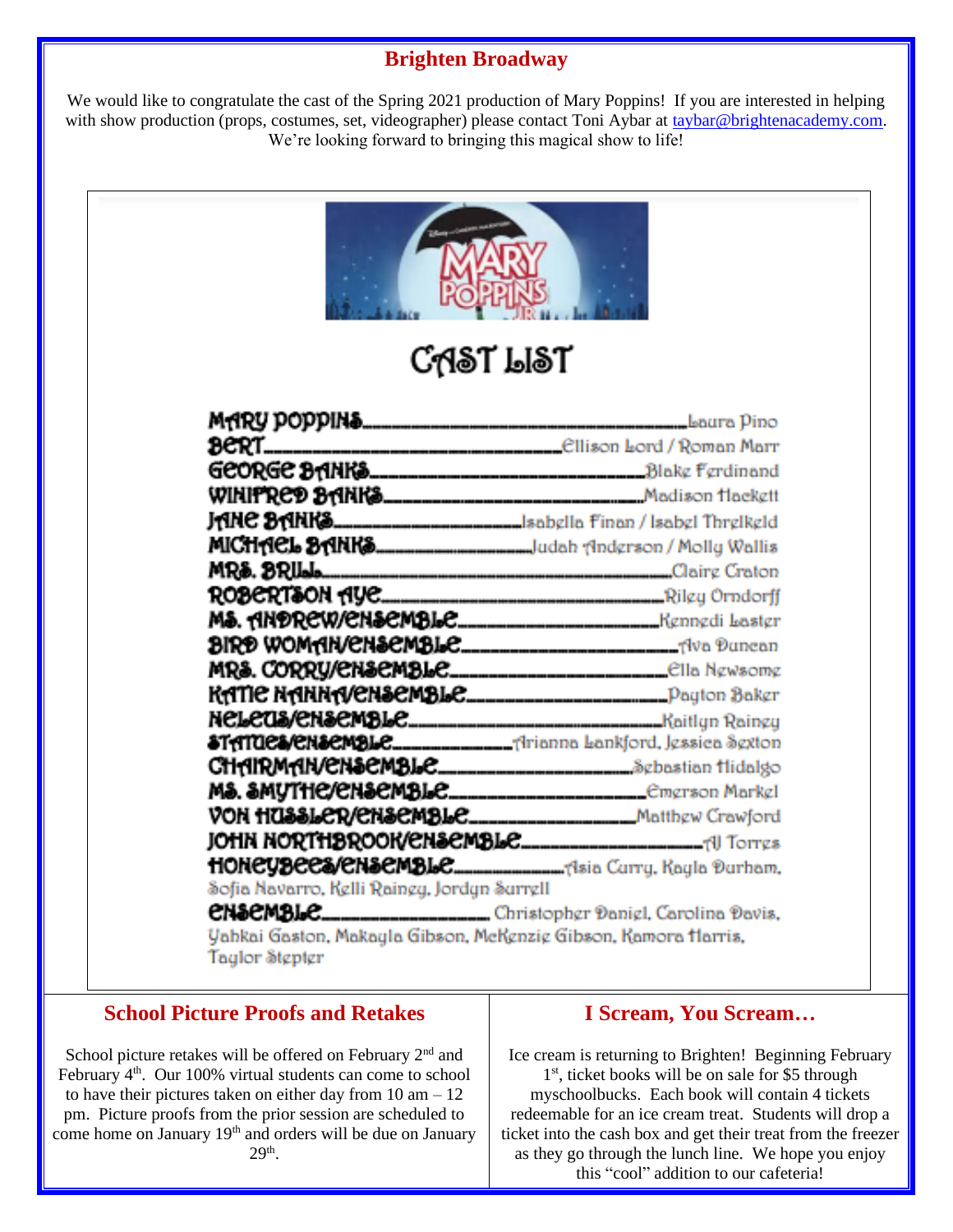## Brighten Broadway

We would like to congratulate the cast of the Spring 2021 production of Mary Poppins! If you are interested in helping with show production (props, costumes, set, videographer) please contact Toni Aybar at taybar@brightenacademy.com. We're looking forward to bringing this magical show to life!

MARY POPPINS JR.

### CAST LIST

| Role | Cast |
|---|---|
| MARY POPPINS | Laura Pino |
| BERT | Ellison Lord / Roman Marr |
| GEORGE BANKS | Blake Ferdinand |
| WINIFRED BANKS | Madison Hackett |
| JANE BANKS | Isabella Finan / Isabel Threlkeld |
| MICHAEL BANKS | Judah Anderson / Molly Wallis |
| MRS. BRILL | Claire Craton |
| ROBERTSON AYE | Riley Orndorff |
| MS. ANDREW/ENSEMBLE | Kennedi Laster |
| BIRD WOMAN/ENSEMBLE | Ava Duncan |
| MRS. CORRY/ENSEMBLE | Ella Newsome |
| KATIE NANNA/ENSEMBLE | Payton Baker |
| NELEUS/ENSEMBLE | Kaitlyn Rainey |
| STATUES/ENSEMBLE | Arianna Lankford, Jessica Sexton |
| CHAIRMAN/ENSEMBLE | Sebastian Hidalgo |
| MS. SMYTHE/ENSEMBLE | Emerson Markel |
| VON HUSSLER/ENSEMBLE | Matthew Crawford |
| JOHN NORTHBROOK/ENSEMBLE | AJ Torres |
| HONEYBEES/ENSEMBLE | Asia Curry, Kayla Durham, Sofia Navarro, Kelli Rainey, Jordyn Surrell |
| ENSEMBLE | Christopher Daniel, Carolina Davis, Yahkai Gaston, Makayla Gibson, McKenzie Gibson, Kamora Harris, Taylor Stepter |

## School Picture Proofs and Retakes

School picture retakes will be offered on February 2nd and February 4th. Our 100% virtual students can come to school to have their pictures taken on either day from 10 am – 12 pm. Picture proofs from the prior session are scheduled to come home on January 19th and orders will be due on January 29th.

## I Scream, You Scream…

Ice cream is returning to Brighten! Beginning February 1st, ticket books will be on sale for $5 through myschoolbucks. Each book will contain 4 tickets redeemable for an ice cream treat. Students will drop a ticket into the cash box and get their treat from the freezer as they go through the lunch line. We hope you enjoy this "cool" addition to our cafeteria!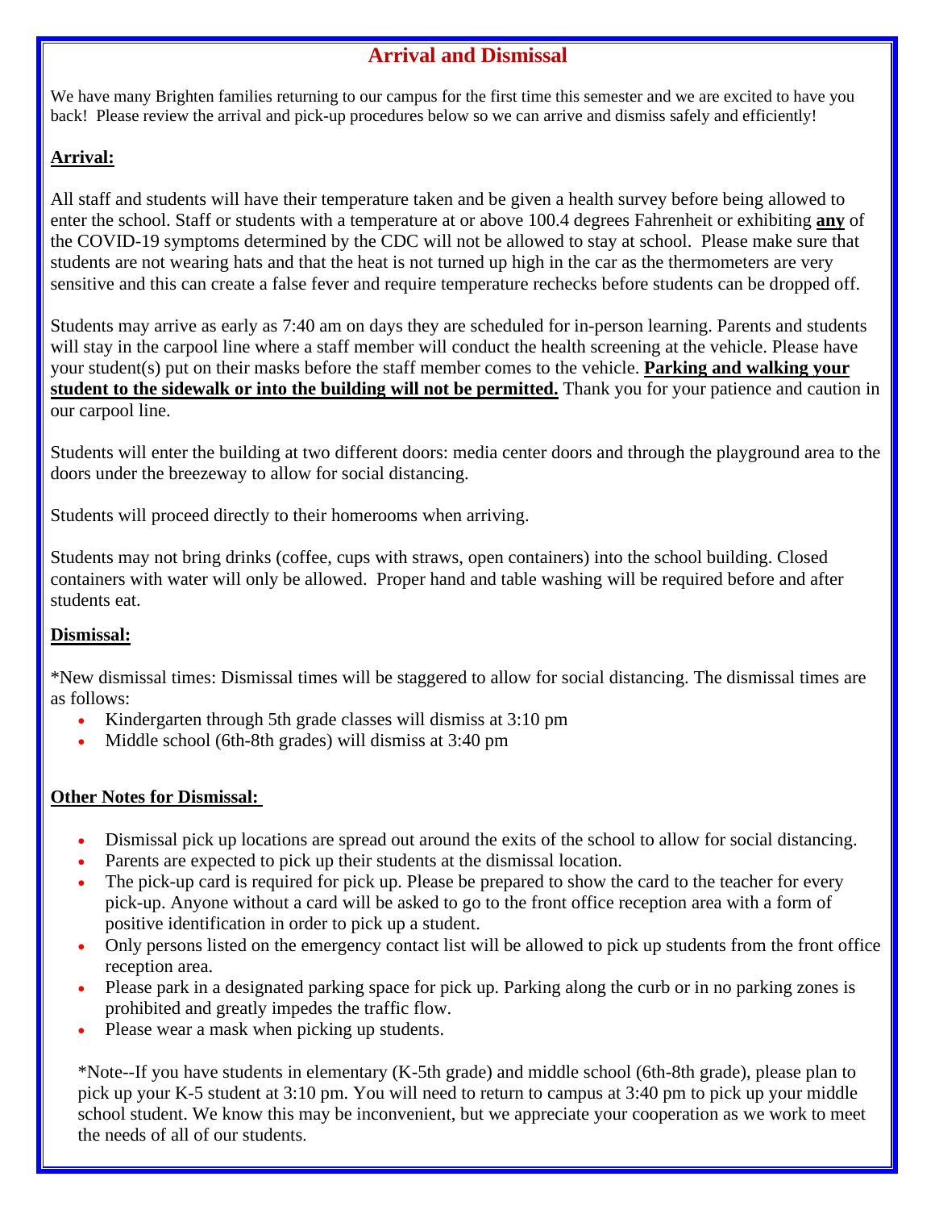## Arrival and Dismissal

We have many Brighten families returning to our campus for the first time this semester and we are excited to have you back! Please review the arrival and pick-up procedures below so we can arrive and dismiss safely and efficiently!

### Arrival:

All staff and students will have their temperature taken and be given a health survey before being allowed to enter the school. Staff or students with a temperature at or above 100.4 degrees Fahrenheit or exhibiting **any** of the COVID-19 symptoms determined by the CDC will not be allowed to stay at school. Please make sure that students are not wearing hats and that the heat is not turned up high in the car as the thermometers are very sensitive and this can create a false fever and require temperature rechecks before students can be dropped off.

Students may arrive as early as 7:40 am on days they are scheduled for in-person learning. Parents and students will stay in the carpool line where a staff member will conduct the health screening at the vehicle. Please have your student(s) put on their masks before the staff member comes to the vehicle. **Parking and walking your student to the sidewalk or into the building will not be permitted.** Thank you for your patience and caution in our carpool line.

Students will enter the building at two different doors: media center doors and through the playground area to the doors under the breezeway to allow for social distancing.

Students will proceed directly to their homerooms when arriving.

Students may not bring drinks (coffee, cups with straws, open containers) into the school building. Closed containers with water will only be allowed. Proper hand and table washing will be required before and after students eat.

### Dismissal:

*New dismissal times: Dismissal times will be staggered to allow for social distancing. The dismissal times are as follows:

- Kindergarten through 5th grade classes will dismiss at 3:10 pm
- Middle school (6th-8th grades) will dismiss at 3:40 pm

### Other Notes for Dismissal:

- Dismissal pick up locations are spread out around the exits of the school to allow for social distancing.
- Parents are expected to pick up their students at the dismissal location.
- The pick-up card is required for pick up. Please be prepared to show the card to the teacher for every pick-up. Anyone without a card will be asked to go to the front office reception area with a form of positive identification in order to pick up a student.
- Only persons listed on the emergency contact list will be allowed to pick up students from the front office reception area.
- Please park in a designated parking space for pick up. Parking along the curb or in no parking zones is prohibited and greatly impedes the traffic flow.
- Please wear a mask when picking up students.

*Note--If you have students in elementary (K-5th grade) and middle school (6th-8th grade), please plan to pick up your K-5 student at 3:10 pm. You will need to return to campus at 3:40 pm to pick up your middle school student. We know this may be inconvenient, but we appreciate your cooperation as we work to meet the needs of all of our students.